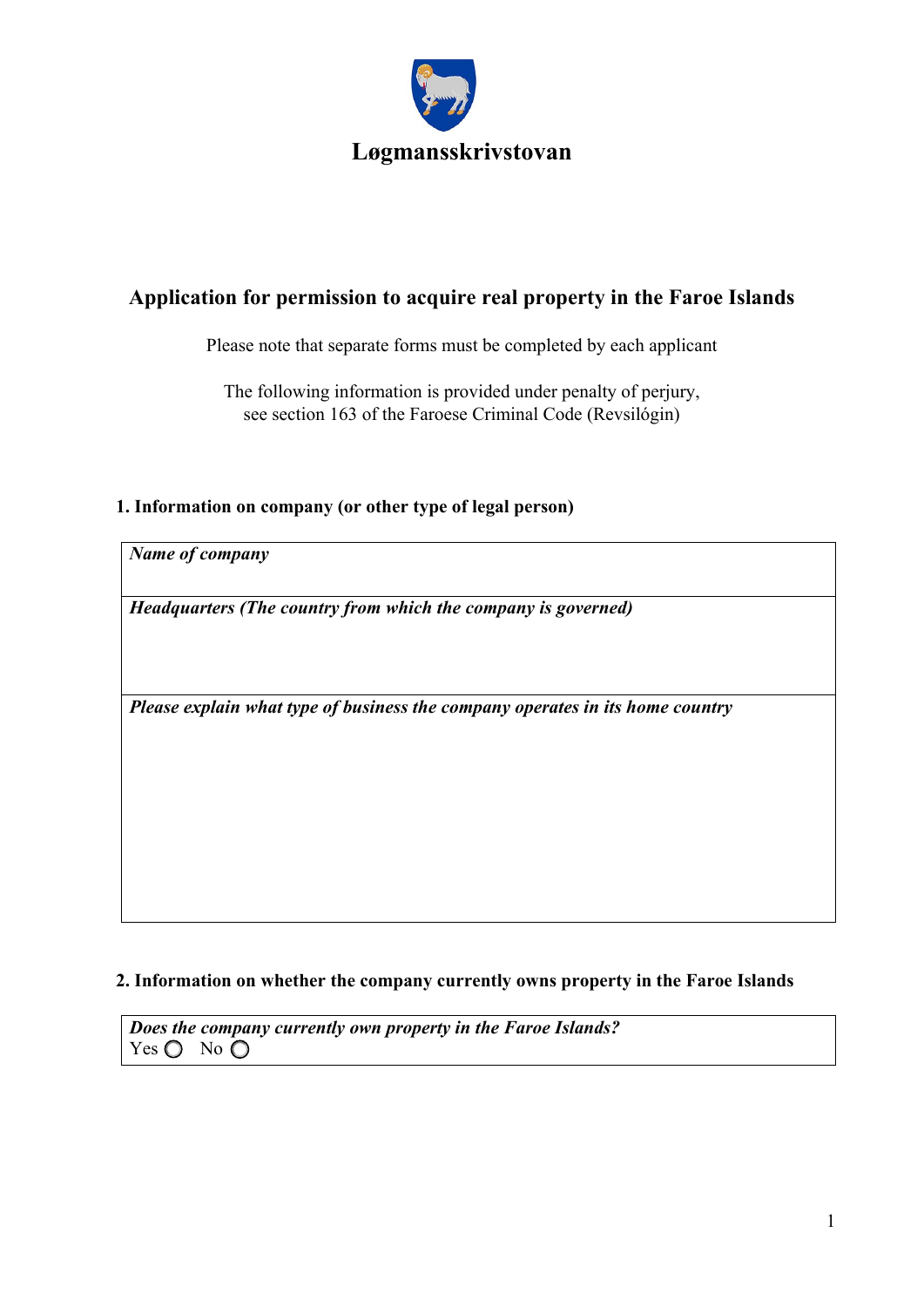# Løgmansskrivstovan

## Application for permission to acquire real property in the Faroe Islands

Please note that separate forms must be completed by each applicant

The following information is provided under penalty of perjury, see section 163 of the Faroese Criminal Code (Revsilógin)

### 1. Information on company (or other type of legal person)

| ***Name of company*** |
|---|
| ***Headquarters (The country from which the company is governed)*** |
| ***Please explain what type of business the company operates in its home country*** |

### 2. Information on whether the company currently owns property in the Faroe Islands

| ***Does the company currently own property in the Faroe Islands?*** <br> Yes ○ No ○ |
|---|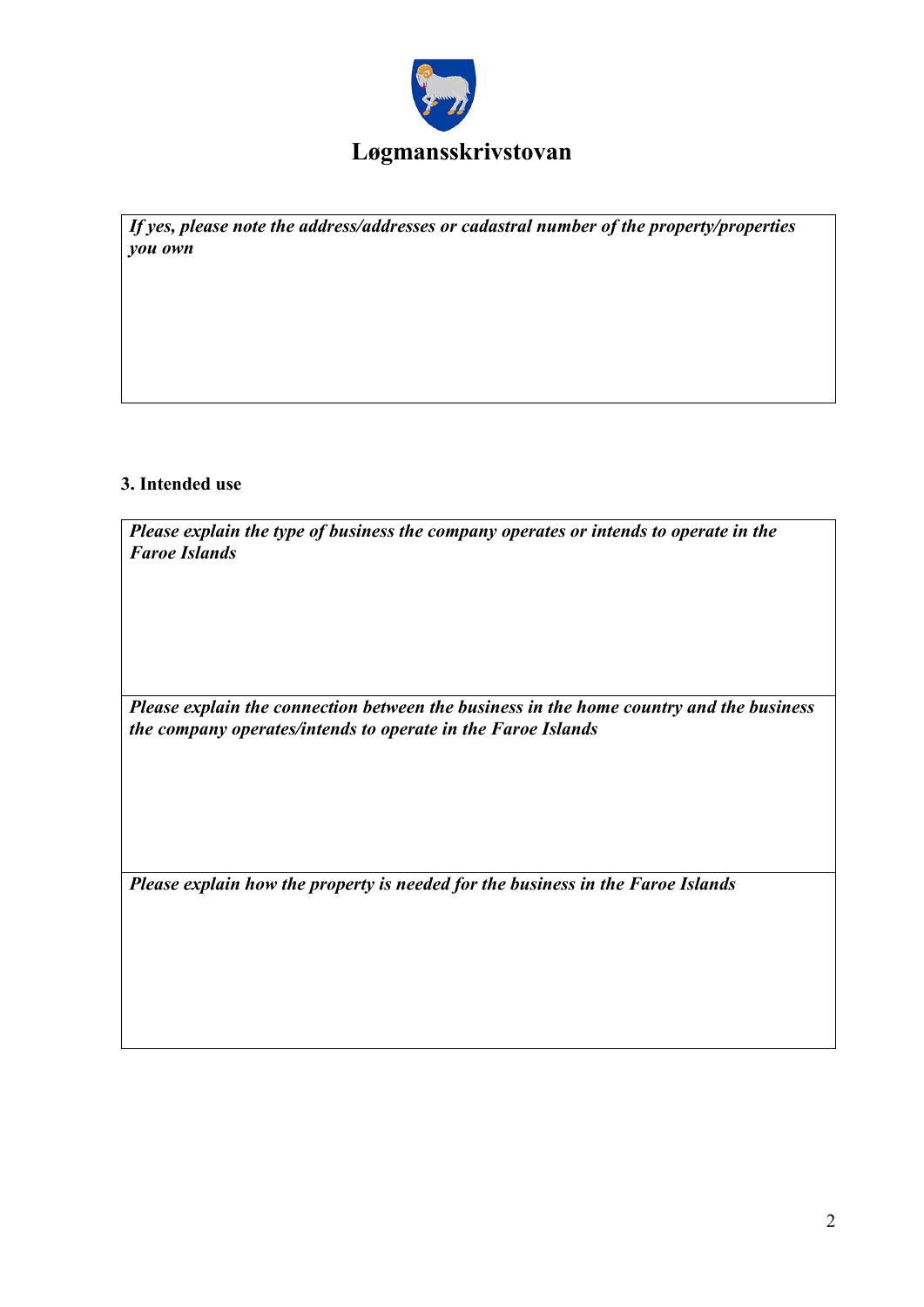# Løgmansskrivstovan

| *If yes, please note the address/addresses or cadastral number of the property/properties you own* |
|---|
| |

### 3. Intended use

| *Please explain the type of business the company operates or intends to operate in the Faroe Islands* |
|---|
| |
| ***Please explain the connection between the business in the home country and the business the company operates/intends to operate in the Faroe Islands*** |
| |
| ***Please explain how the property is needed for the business in the Faroe Islands*** |
| |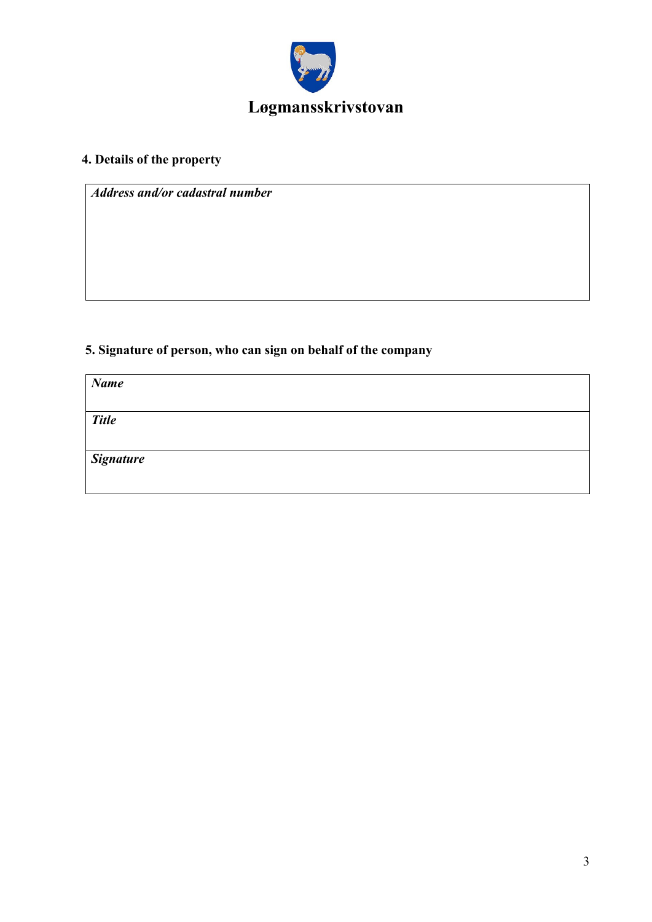Løgmansskrivstovan

### 4. Details of the property

| |
|---|
| ***Address and/or cadastral number*** |

### 5. Signature of person, who can sign on behalf of the company

| |
|---|
| ***Name*** |
| ***Title*** |
| ***Signature*** |